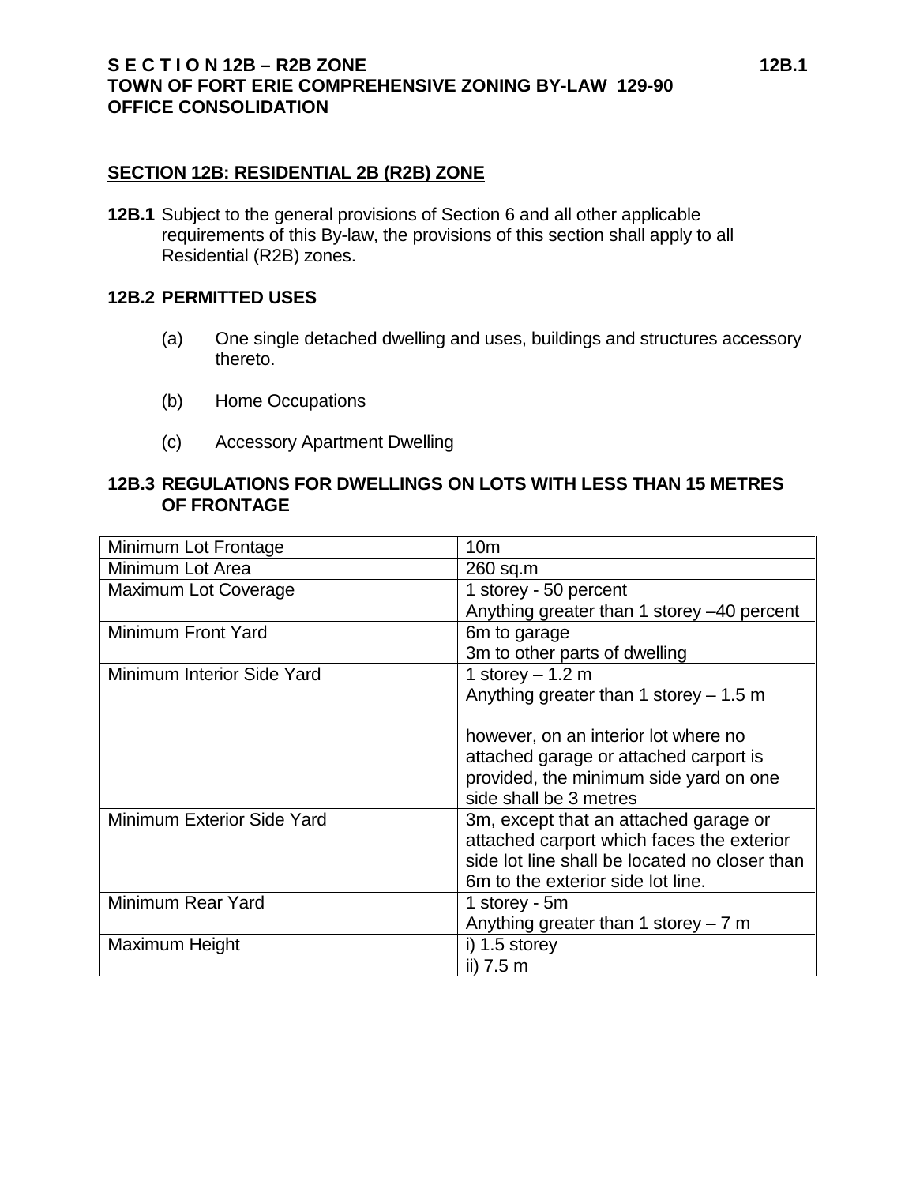## SECTION 12B: RESIDENTIAL 2B (R2B) ZONE

**12B.1** Subject to the general provisions of Section 6 and all other applicable requirements of this By-law, the provisions of this section shall apply to all Residential (R2B) zones.

### 12B.2 PERMITTED USES

(a) One single detached dwelling and uses, buildings and structures accessory thereto.

(b) Home Occupations

(c) Accessory Apartment Dwelling

### 12B.3 REGULATIONS FOR DWELLINGS ON LOTS WITH LESS THAN 15 METRES OF FRONTAGE

| | |
|---|---|
| Minimum Lot Frontage | 10m |
| Minimum Lot Area | 260 sq.m |
| Maximum Lot Coverage | 1 storey - 50 percent<br>Anything greater than 1 storey –40 percent |
| Minimum Front Yard | 6m to garage<br>3m to other parts of dwelling |
| Minimum Interior Side Yard | 1 storey – 1.2 m<br>Anything greater than 1 storey – 1.5 m<br><br>however, on an interior lot where no attached garage or attached carport is provided, the minimum side yard on one side shall be 3 metres |
| Minimum Exterior Side Yard | 3m, except that an attached garage or attached carport which faces the exterior side lot line shall be located no closer than 6m to the exterior side lot line. |
| Minimum Rear Yard | 1 storey - 5m<br>Anything greater than 1 storey – 7 m |
| Maximum Height | i) 1.5 storey<br>ii) 7.5 m |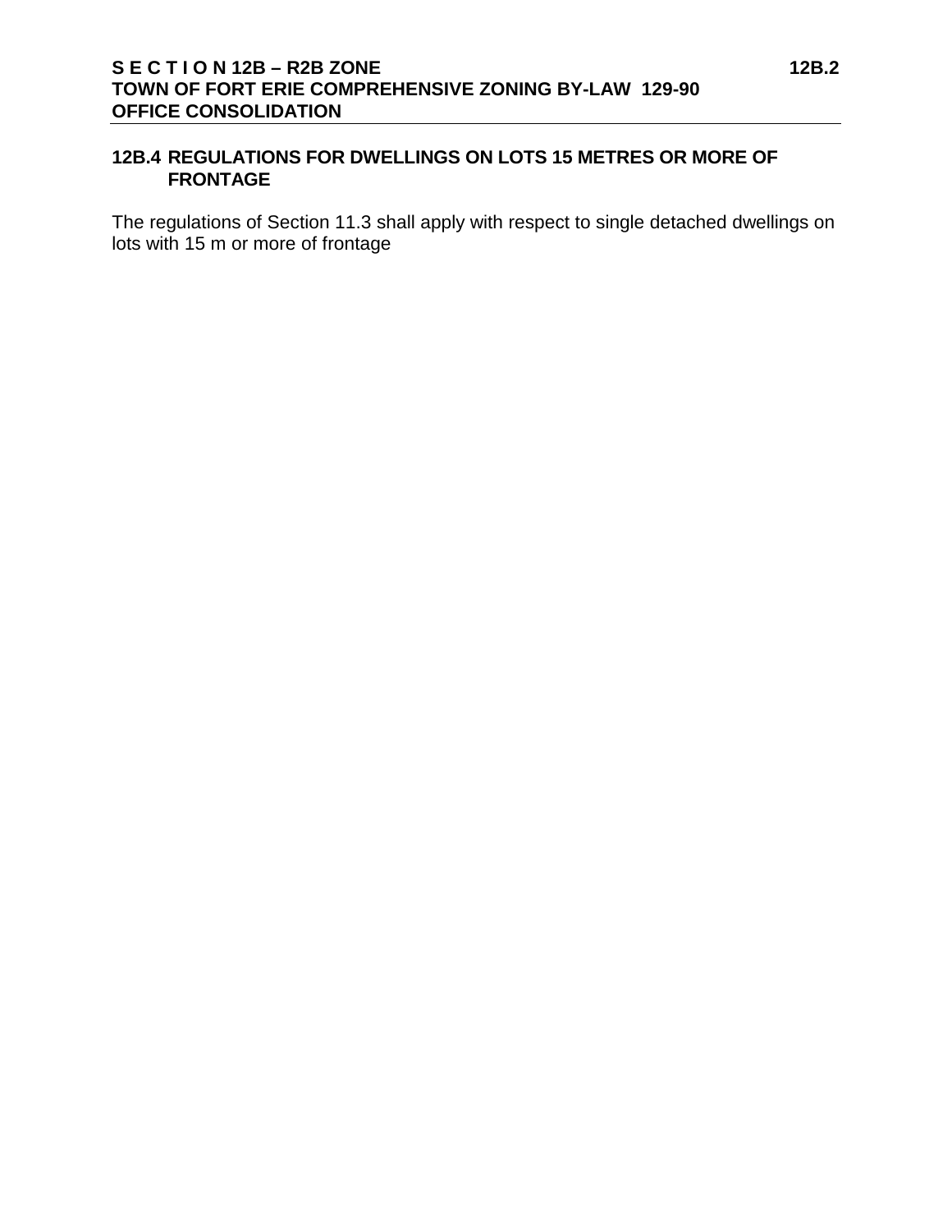## 12B.4 REGULATIONS FOR DWELLINGS ON LOTS 15 METRES OR MORE OF FRONTAGE

The regulations of Section 11.3 shall apply with respect to single detached dwellings on lots with 15 m or more of frontage